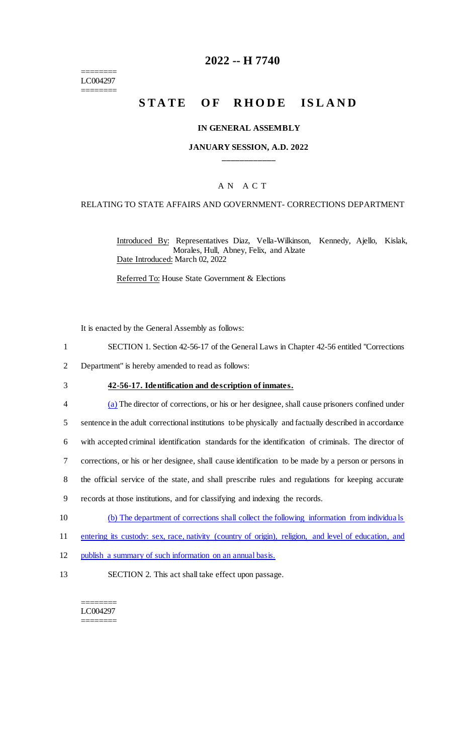========
LC004297
========

# 2022 -- H 7740

# STATE OF RHODE ISLAND

**IN GENERAL ASSEMBLY**

**JANUARY SESSION, A.D. 2022**

____________

A N A C T

RELATING TO STATE AFFAIRS AND GOVERNMENT- CORRECTIONS DEPARTMENT

Introduced By: Representatives Diaz, Vella-Wilkinson, Kennedy, Ajello, Kislak, Morales, Hull, Abney, Felix, and Alzate

Date Introduced: March 02, 2022

Referred To: House State Government & Elections

It is enacted by the General Assembly as follows:

1 SECTION 1. Section 42-56-17 of the General Laws in Chapter 42-56 entitled "Corrections
2 Department" is hereby amended to read as follows:

3 **42-56-17. Identification and description of inmates.**

4 (a) The director of corrections, or his or her designee, shall cause prisoners confined under
5 sentence in the adult correctional institutions to be physically and factually described in accordance
6 with accepted criminal identification standards for the identification of criminals. The director of
7 corrections, or his or her designee, shall cause identification to be made by a person or persons in
8 the official service of the state, and shall prescribe rules and regulations for keeping accurate
9 records at those institutions, and for classifying and indexing the records.

10 (b) The department of corrections shall collect the following information from individuals
11 entering its custody: sex, race, nativity (country of origin), religion, and level of education, and
12 publish a summary of such information on an annual basis.

13 SECTION 2. This act shall take effect upon passage.

========
LC004297
========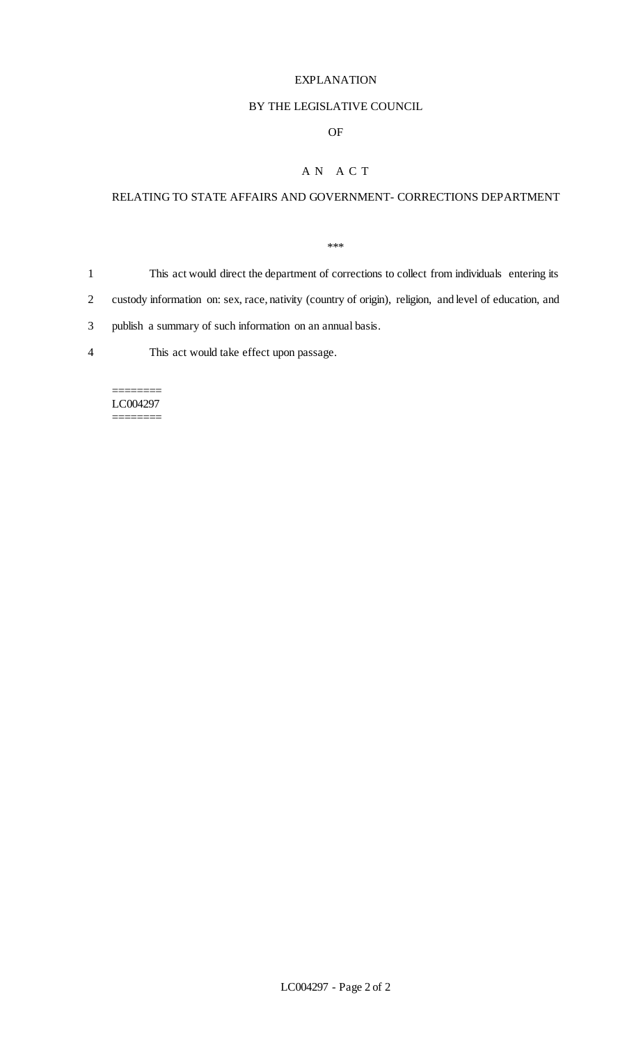EXPLANATION

BY THE LEGISLATIVE COUNCIL

OF

A N A C T

RELATING TO STATE AFFAIRS AND GOVERNMENT- CORRECTIONS DEPARTMENT

\*\*\*

1 This act would direct the department of corrections to collect from individuals entering its
2 custody information on: sex, race, nativity (country of origin), religion, and level of education, and
3 publish a summary of such information on an annual basis.
4 This act would take effect upon passage.

========
LC004297
========